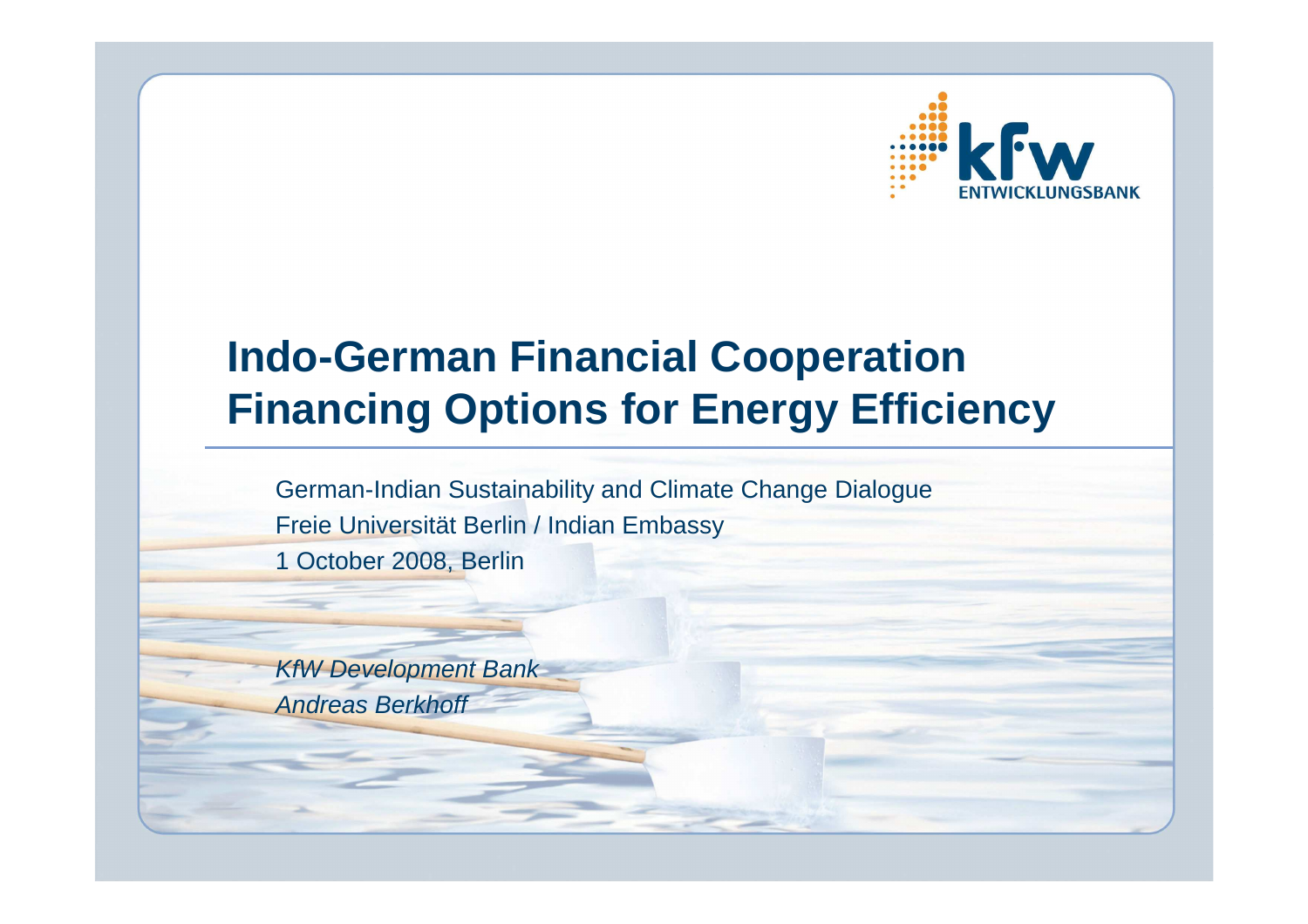# Indo-German Financial Cooperation
# Financing Options for Energy Efficiency

German-Indian Sustainability and Climate Change Dialogue
Freie Universität Berlin / Indian Embassy
1 October 2008, Berlin

*KfW Development Bank*
*Andreas Berkhoff*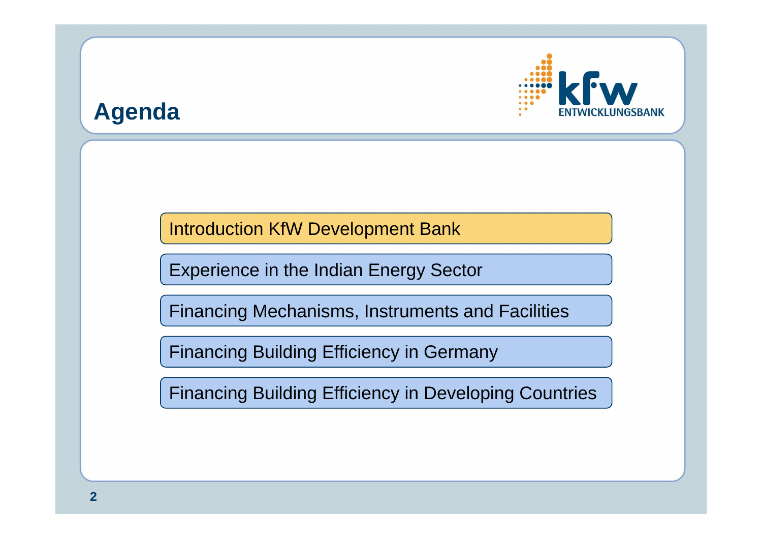# Agenda

- Introduction KfW Development Bank
- Experience in the Indian Energy Sector
- Financing Mechanisms, Instruments and Facilities
- Financing Building Efficiency in Germany
- Financing Building Efficiency in Developing Countries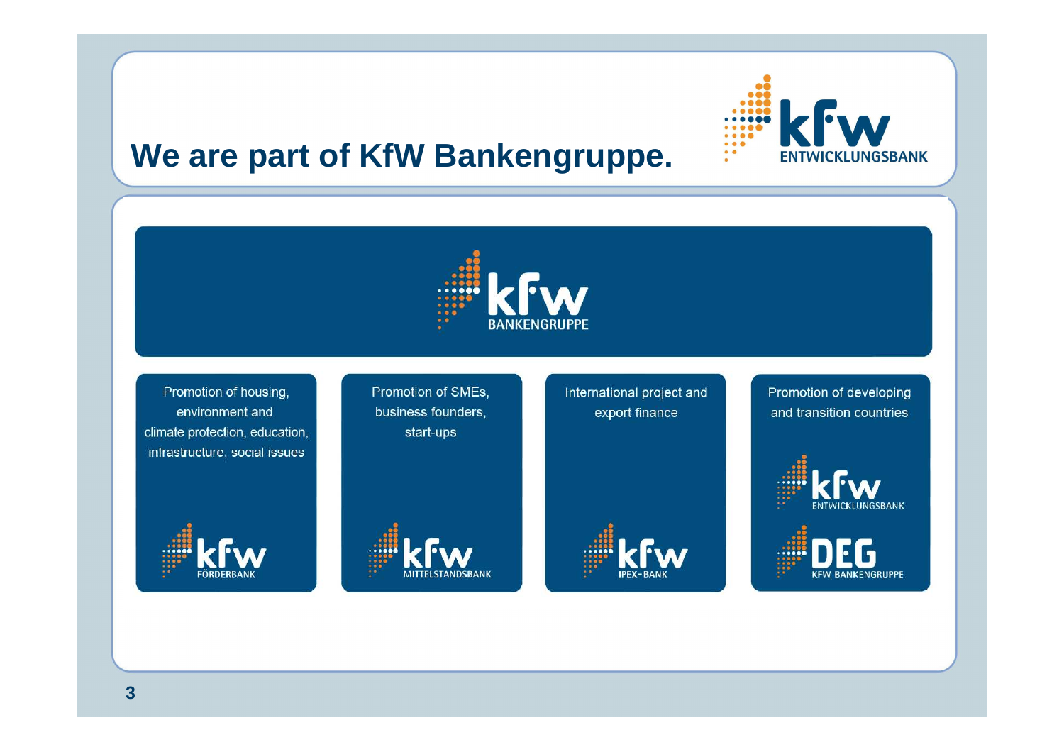# We are part of KfW Bankengruppe.

KfW ENTWICKLUNGSBANK

KfW BANKENGRUPPE

| Promotion of housing, environment and climate protection, education, infrastructure, social issues | Promotion of SMEs, business founders, start-ups | International project and export finance | Promotion of developing and transition countries |
|---|---|---|---|
| KfW FÖRDERBANK | KfW MITTELSTANDSBANK | KfW IPEX-BANK | KfW ENTWICKLUNGSBANK<br>DEG KFW BANKENGRUPPE |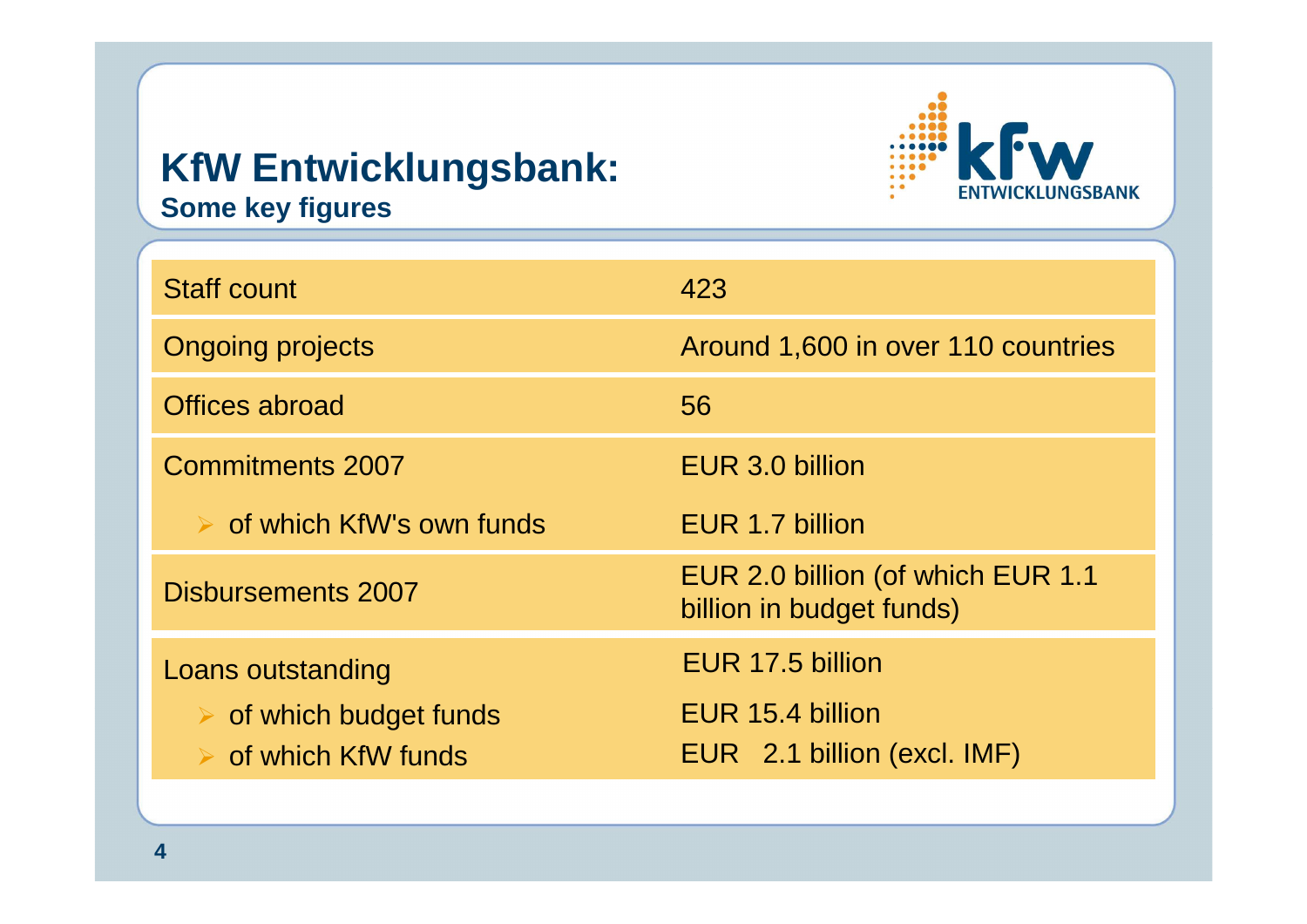# KfW Entwicklungsbank:

## Some key figures

| | |
|---|---|
| Staff count | 423 |
| Ongoing projects | Around 1,600 in over 110 countries |
| Offices abroad | 56 |
| Commitments 2007 | EUR 3.0 billion |
| ➢ of which KfW's own funds | EUR 1.7 billion |
| Disbursements 2007 | EUR 2.0 billion (of which EUR 1.1 billion in budget funds) |
| Loans outstanding | EUR 17.5 billion |
| ➢ of which budget funds | EUR 15.4 billion |
| ➢ of which KfW funds | EUR 2.1 billion (excl. IMF) |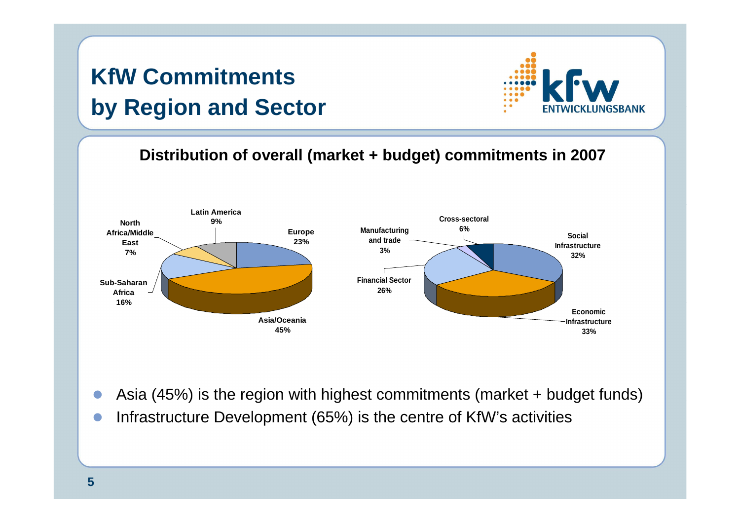# KfW Commitments by Region and Sector

**Distribution of overall (market + budget) commitments in 2007**

Latin America 9%
North Africa/Middle East 7%
Europe 23%
Sub-Saharan Africa 16%
Asia/Oceania 45%

Cross-sectoral 6%
Manufacturing and trade 3%
Social Infrastructure 32%
Financial Sector 26%
Economic Infrastructure 33%

- Asia (45%) is the region with highest commitments (market + budget funds)
- Infrastructure Development (65%) is the centre of KfW's activities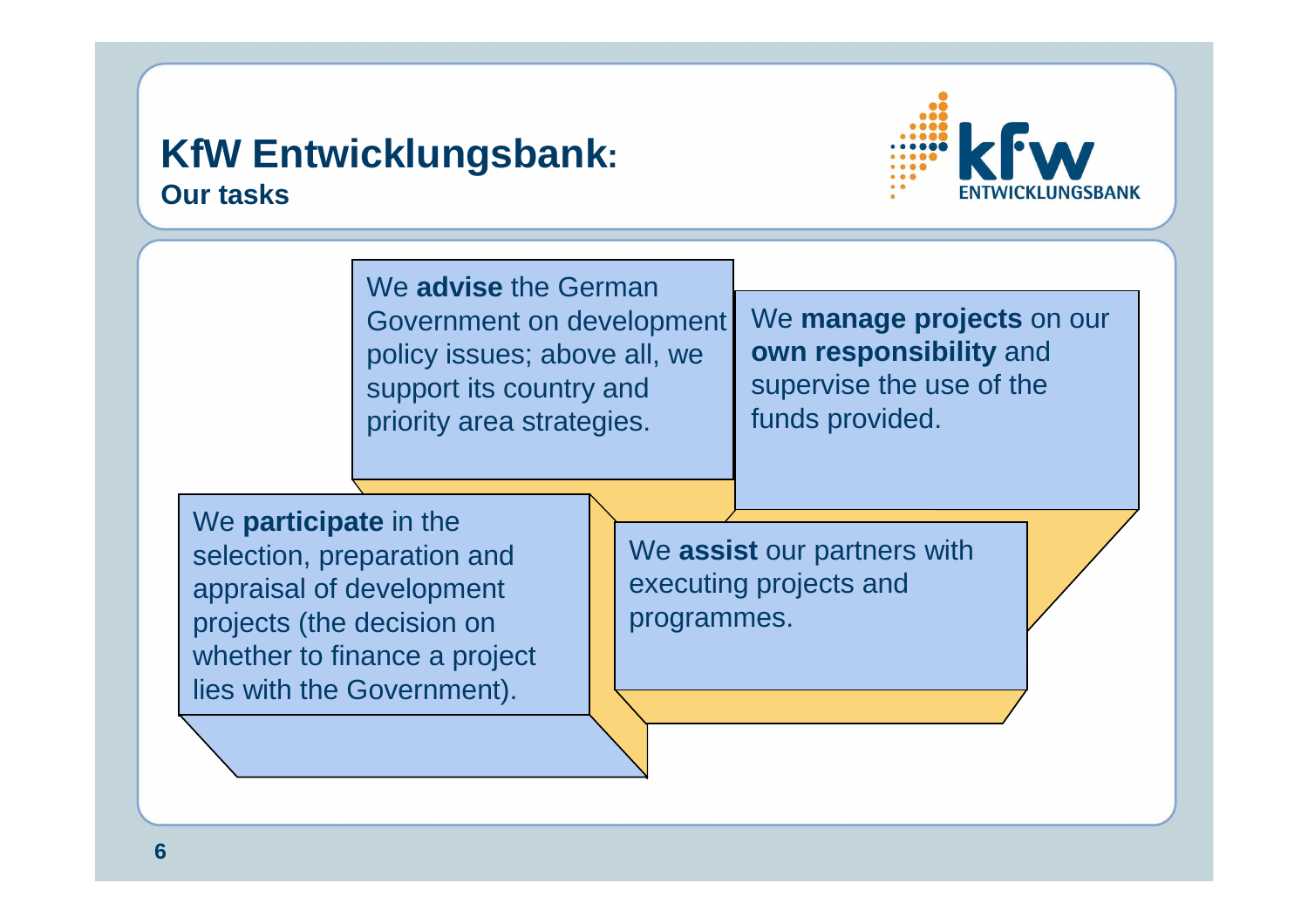# KfW Entwicklungsbank:
## Our tasks

We **advise** the German Government on development policy issues; above all, we support its country and priority area strategies.

We **manage projects** on our **own responsibility** and supervise the use of the funds provided.

We **participate** in the selection, preparation and appraisal of development projects (the decision on whether to finance a project lies with the Government).

We **assist** our partners with executing projects and programmes.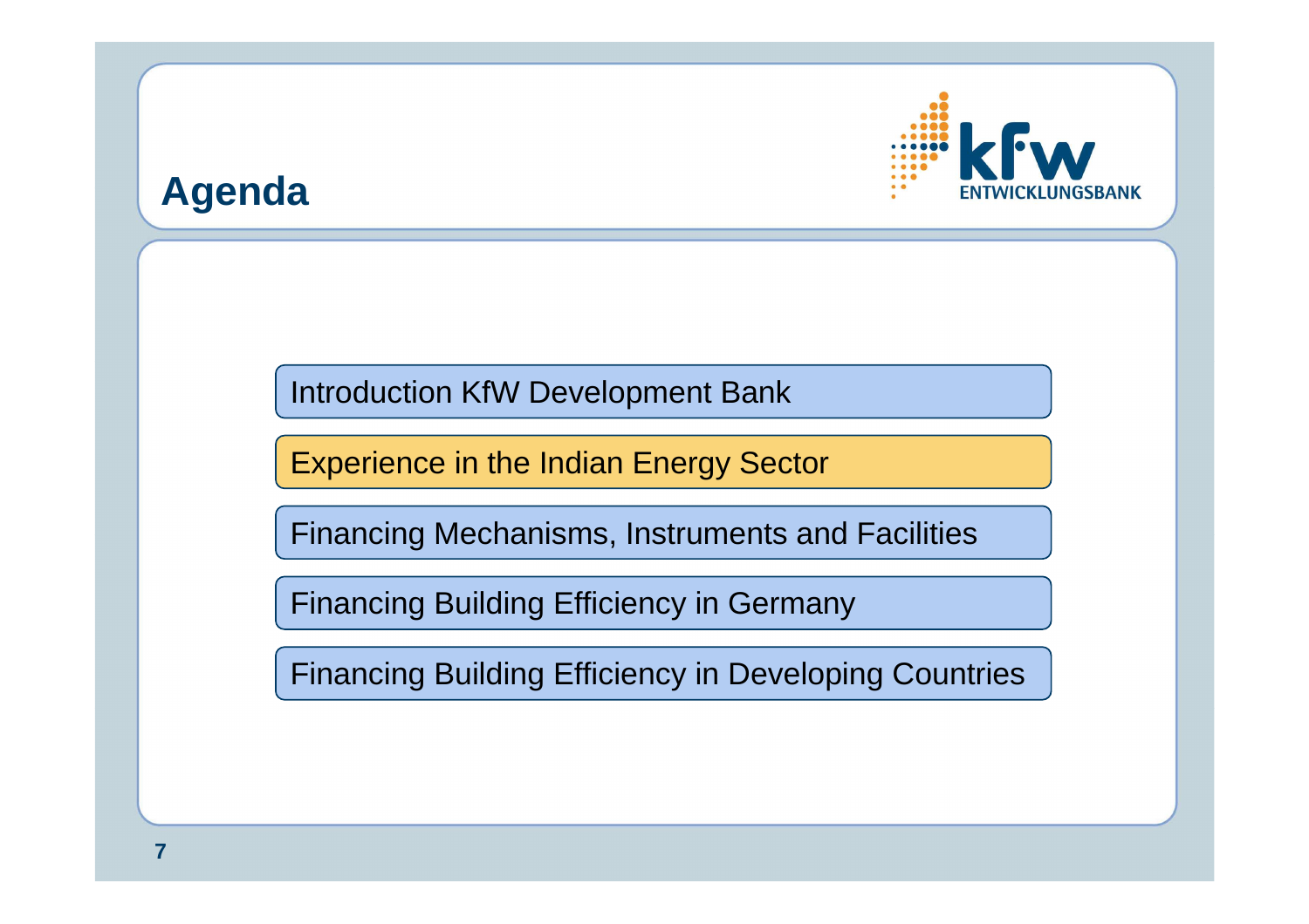# Agenda

- Introduction KfW Development Bank
- Experience in the Indian Energy Sector
- Financing Mechanisms, Instruments and Facilities
- Financing Building Efficiency in Germany
- Financing Building Efficiency in Developing Countries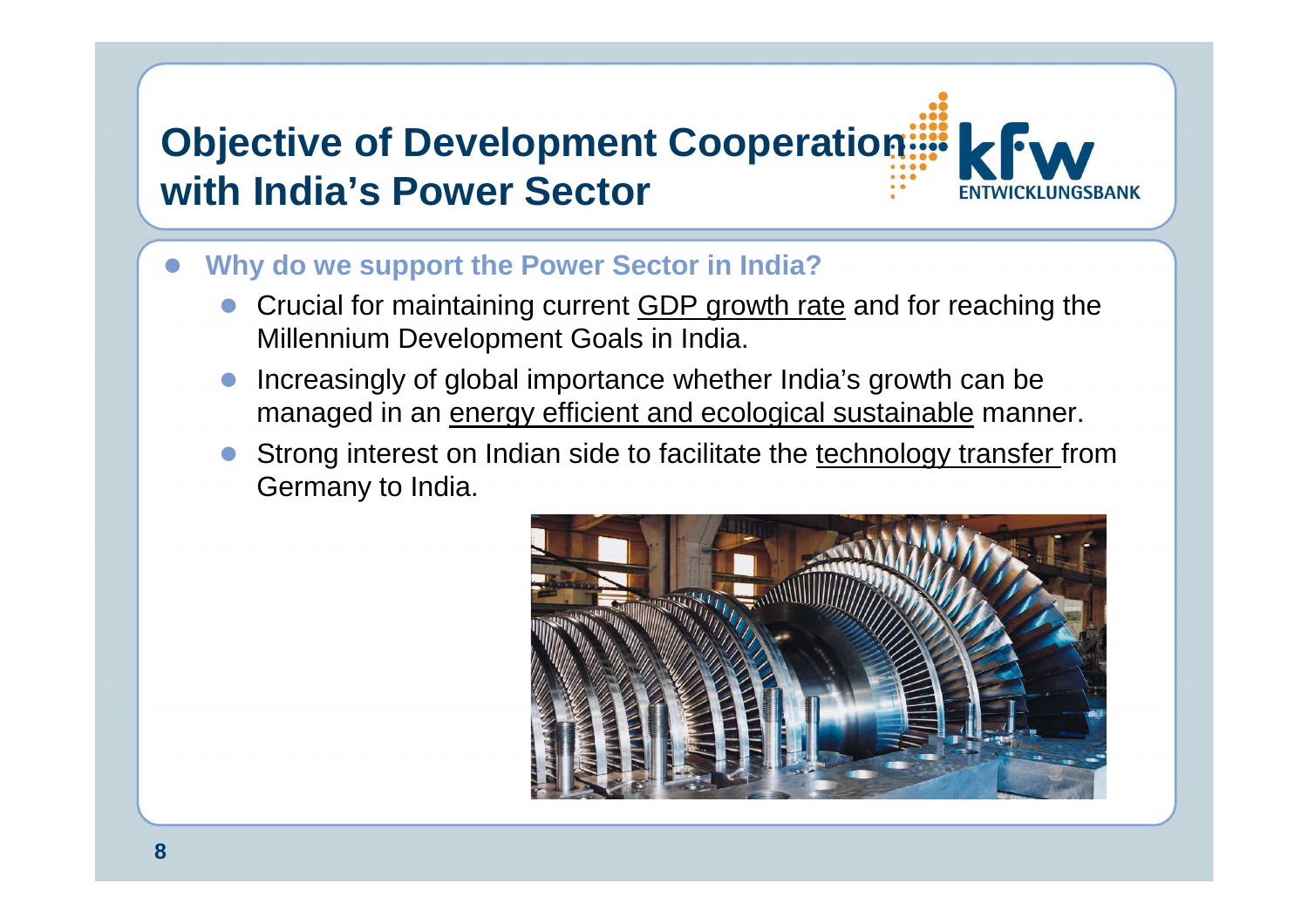# Objective of Development Cooperation with India's Power Sector

- **Why do we support the Power Sector in India?**
  - Crucial for maintaining current GDP growth rate and for reaching the Millennium Development Goals in India.
  - Increasingly of global importance whether India's growth can be managed in an energy efficient and ecological sustainable manner.
  - Strong interest on Indian side to facilitate the technology transfer from Germany to India.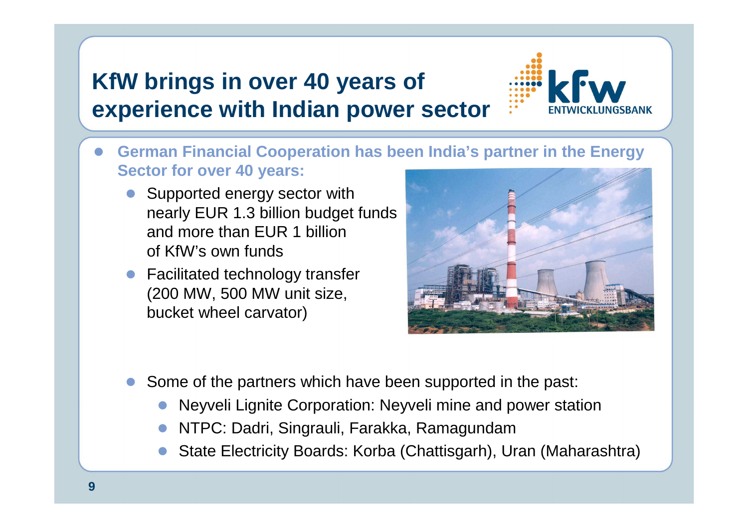# KfW brings in over 40 years of experience with Indian power sector

- **German Financial Cooperation has been India's partner in the Energy Sector for over 40 years:**
  - Supported energy sector with nearly EUR 1.3 billion budget funds and more than EUR 1 billion of KfW's own funds
  - Facilitated technology transfer (200 MW, 500 MW unit size, bucket wheel carvator)

- Some of the partners which have been supported in the past:
  - Neyveli Lignite Corporation: Neyveli mine and power station
  - NTPC: Dadri, Singrauli, Farakka, Ramagundam
  - State Electricity Boards: Korba (Chattisgarh), Uran (Maharashtra)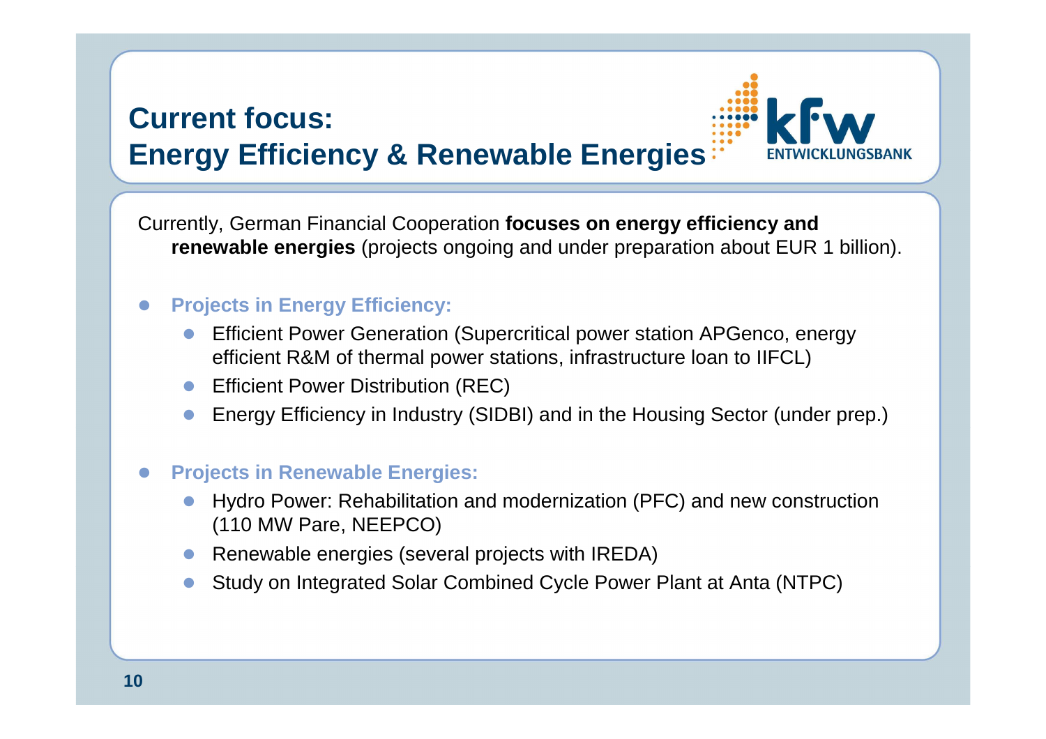# Current focus: Energy Efficiency & Renewable Energies

KfW ENTWICKLUNGSBANK

Currently, German Financial Cooperation **focuses on energy efficiency and renewable energies** (projects ongoing and under preparation about EUR 1 billion).

- **Projects in Energy Efficiency:**
  - Efficient Power Generation (Supercritical power station APGenco, energy efficient R&M of thermal power stations, infrastructure loan to IIFCL)
  - Efficient Power Distribution (REC)
  - Energy Efficiency in Industry (SIDBI) and in the Housing Sector (under prep.)
- **Projects in Renewable Energies:**
  - Hydro Power: Rehabilitation and modernization (PFC) and new construction (110 MW Pare, NEEPCO)
  - Renewable energies (several projects with IREDA)
  - Study on Integrated Solar Combined Cycle Power Plant at Anta (NTPC)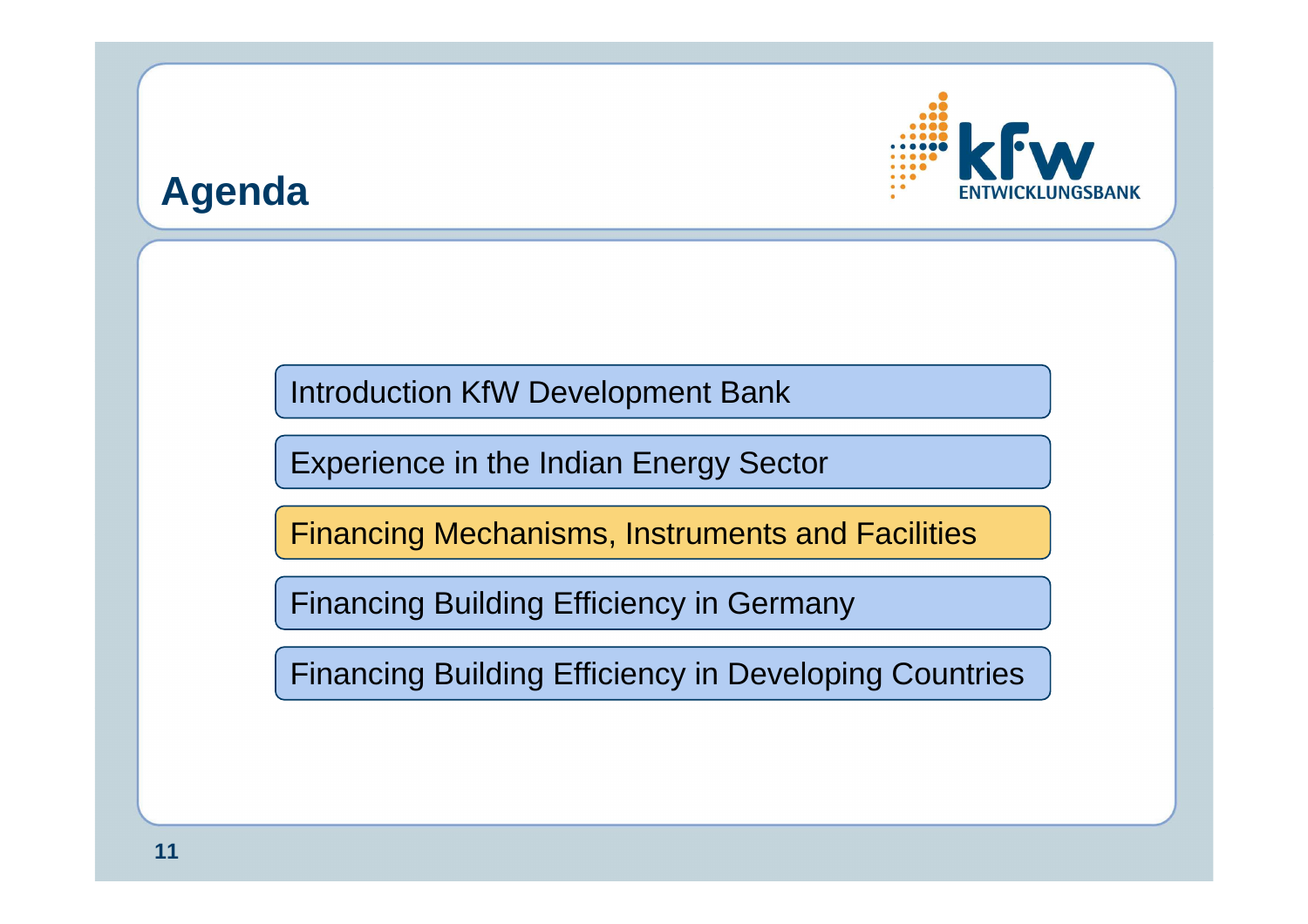# Agenda

KfW ENTWICKLUNGSBANK

- Introduction KfW Development Bank
- Experience in the Indian Energy Sector
- **Financing Mechanisms, Instruments and Facilities**
- Financing Building Efficiency in Germany
- Financing Building Efficiency in Developing Countries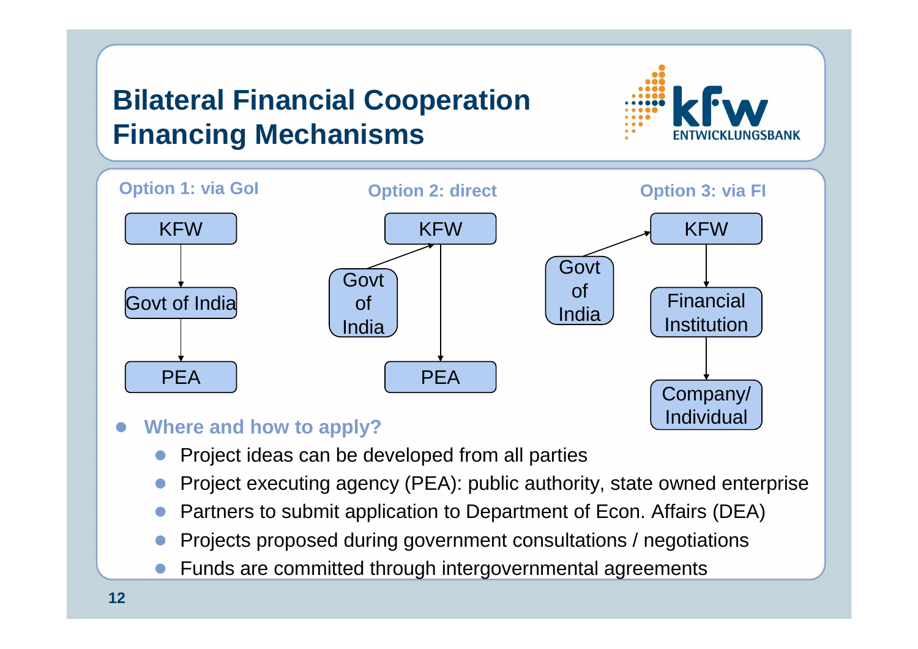# Bilateral Financial Cooperation Financing Mechanisms

KfW ENTWICKLUNGSBANK

**Option 1: via GoI**

KFW → Govt of India → PEA

**Option 2: direct**

Govt of India → KFW → PEA

**Option 3: via FI**

Govt of India → KFW → Financial Institution → Company/ Individual

- **Where and how to apply?**
  - Project ideas can be developed from all parties
  - Project executing agency (PEA): public authority, state owned enterprise
  - Partners to submit application to Department of Econ. Affairs (DEA)
  - Projects proposed during government consultations / negotiations
  - Funds are committed through intergovernmental agreements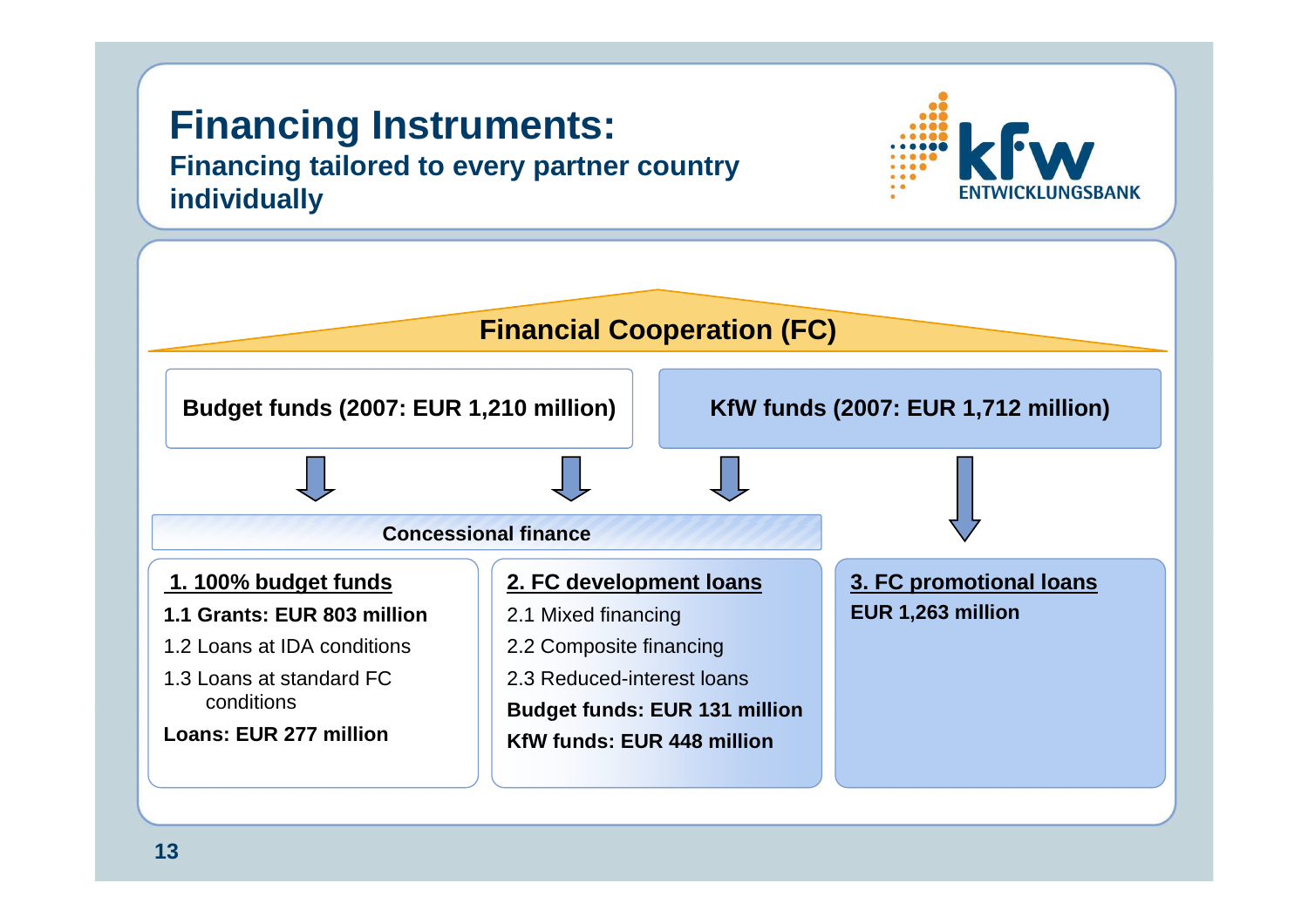# Financing Instruments:

**Financing tailored to every partner country individually**

## Financial Cooperation (FC)

**Budget funds (2007: EUR 1,210 million)**

**KfW funds (2007: EUR 1,712 million)**

**Concessional finance**

### 1. 100% budget funds

**1.1 Grants: EUR 803 million**

1.2 Loans at IDA conditions

1.3 Loans at standard FC conditions

**Loans: EUR 277 million**

### 2. FC development loans

2.1 Mixed financing

2.2 Composite financing

2.3 Reduced-interest loans

**Budget funds: EUR 131 million**

**KfW funds: EUR 448 million**

### 3. FC promotional loans

**EUR 1,263 million**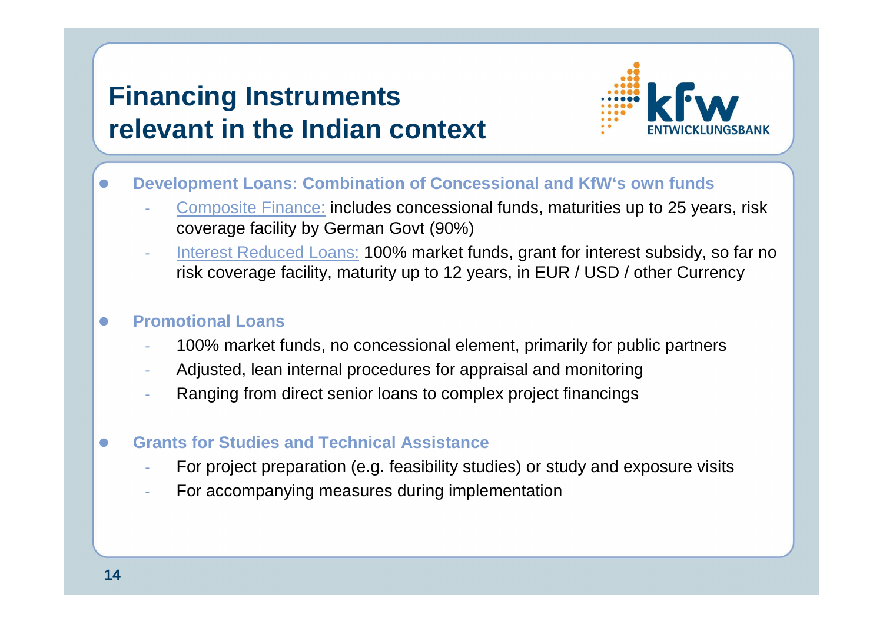# Financing Instruments relevant in the Indian context

- **Development Loans: Combination of Concessional and KfW's own funds**
  - Composite Finance: includes concessional funds, maturities up to 25 years, risk coverage facility by German Govt (90%)
  - Interest Reduced Loans: 100% market funds, grant for interest subsidy, so far no risk coverage facility, maturity up to 12 years, in EUR / USD / other Currency

- **Promotional Loans**
  - 100% market funds, no concessional element, primarily for public partners
  - Adjusted, lean internal procedures for appraisal and monitoring
  - Ranging from direct senior loans to complex project financings

- **Grants for Studies and Technical Assistance**
  - For project preparation (e.g. feasibility studies) or study and exposure visits
  - For accompanying measures during implementation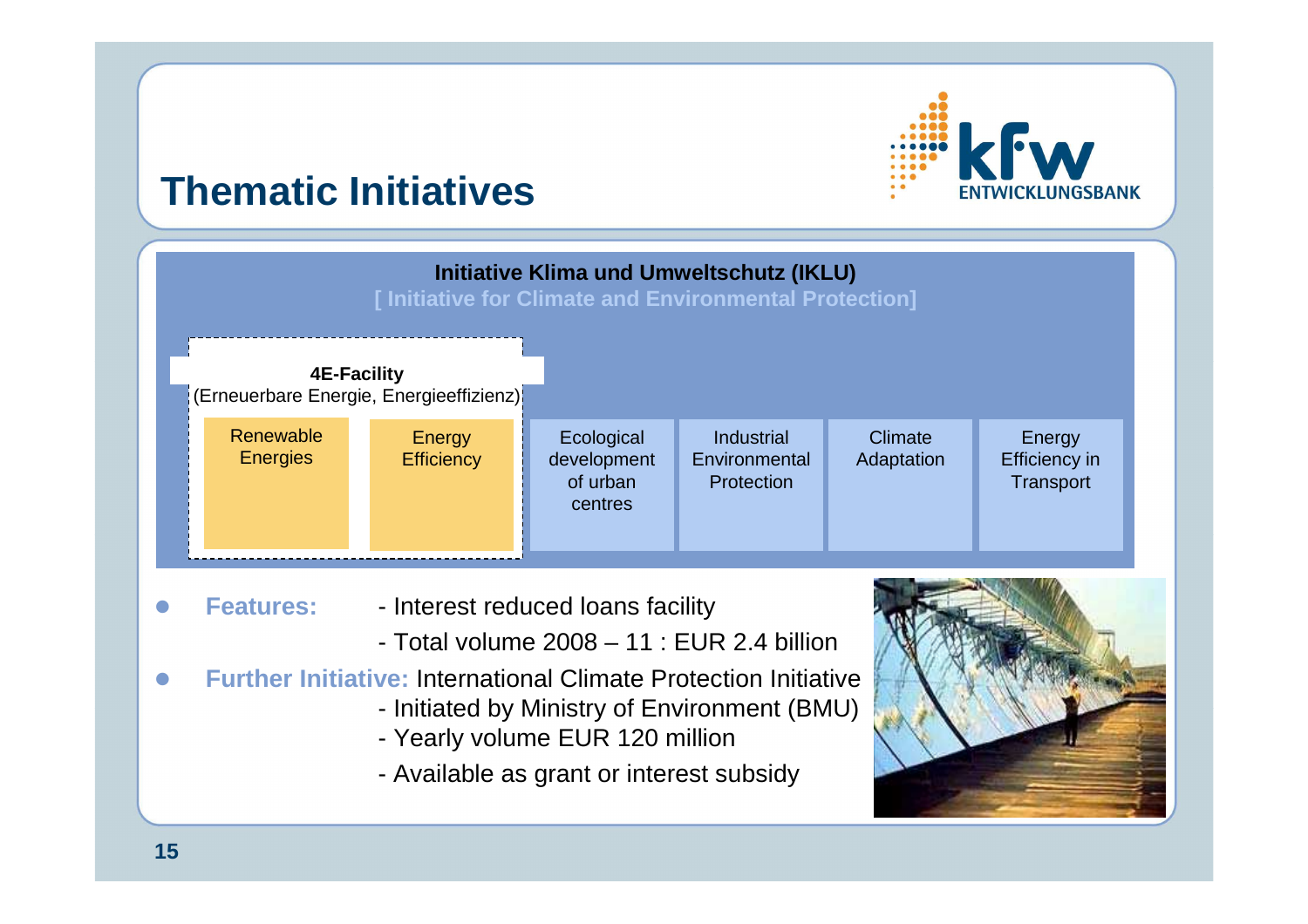# Thematic Initiatives

**Initiative Klima und Umweltschutz (IKLU)**
[ Initiative for Climate and Environmental Protection]

**4E-Facility**
(Erneuerbare Energie, Energieeffizienz)

| Renewable Energies | Energy Efficiency | Ecological development of urban centres | Industrial Environmental Protection | Climate Adaptation | Energy Efficiency in Transport |
|---|---|---|---|---|---|

- **Features:** - Interest reduced loans facility
  - Total volume 2008 – 11 : EUR 2.4 billion
- **Further Initiative:** International Climate Protection Initiative
  - Initiated by Ministry of Environment (BMU)
  - Yearly volume EUR 120 million
  - Available as grant or interest subsidy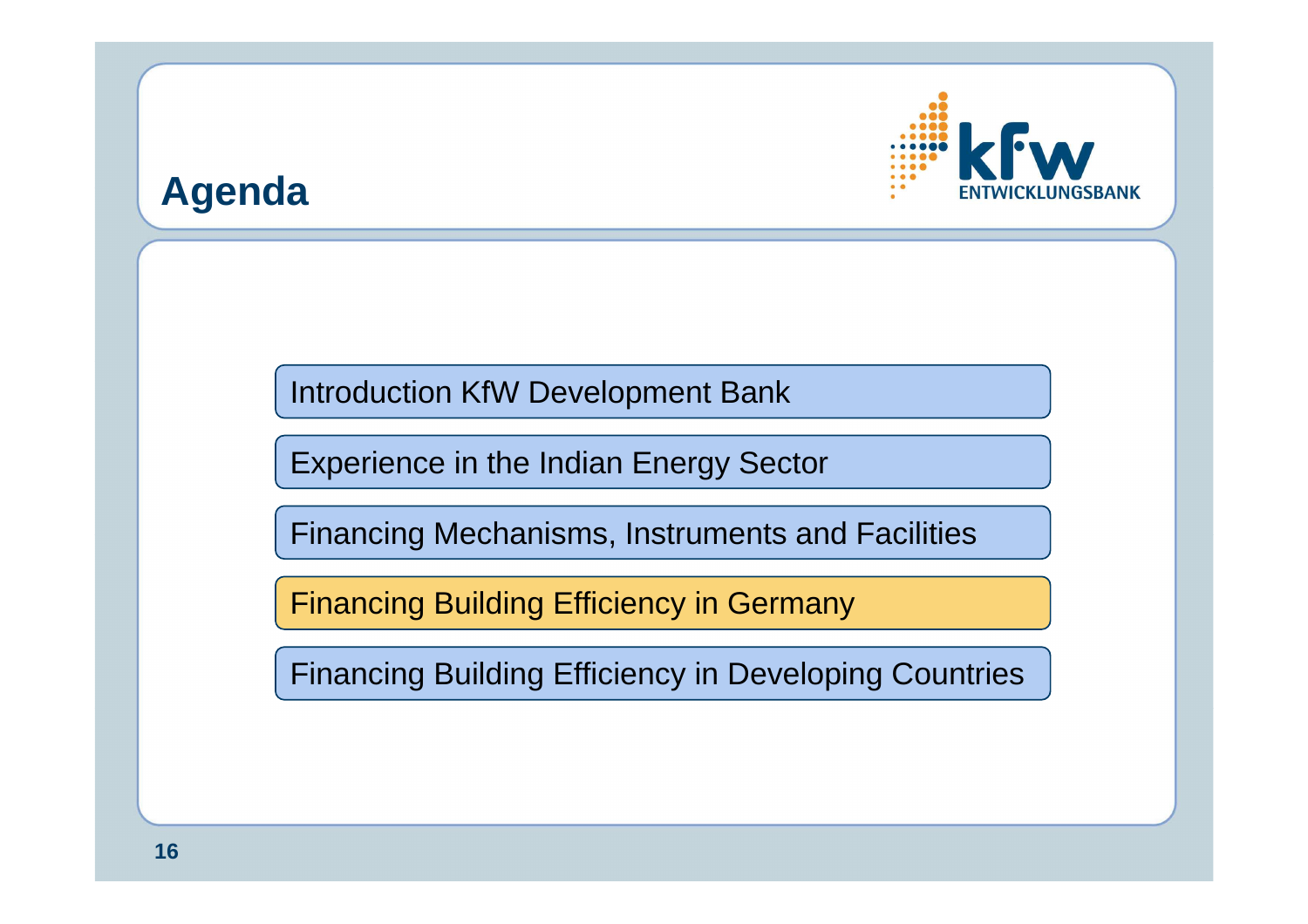# Agenda

KfW ENTWICKLUNGSBANK

- Introduction KfW Development Bank
- Experience in the Indian Energy Sector
- Financing Mechanisms, Instruments and Facilities
- **Financing Building Efficiency in Germany**
- Financing Building Efficiency in Developing Countries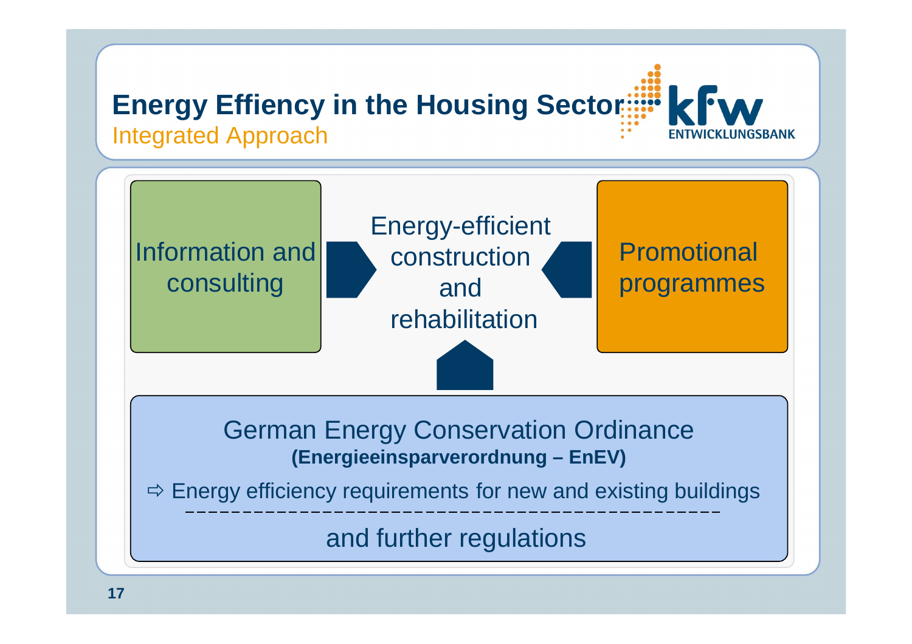# Energy Effiency in the Housing Sector

## Integrated Approach

Information and consulting

Energy-efficient construction and rehabilitation

Promotional programmes

German Energy Conservation Ordinance
**(Energieeinsparverordnung – EnEV)**

⇨ Energy efficiency requirements for new and existing buildings

and further regulations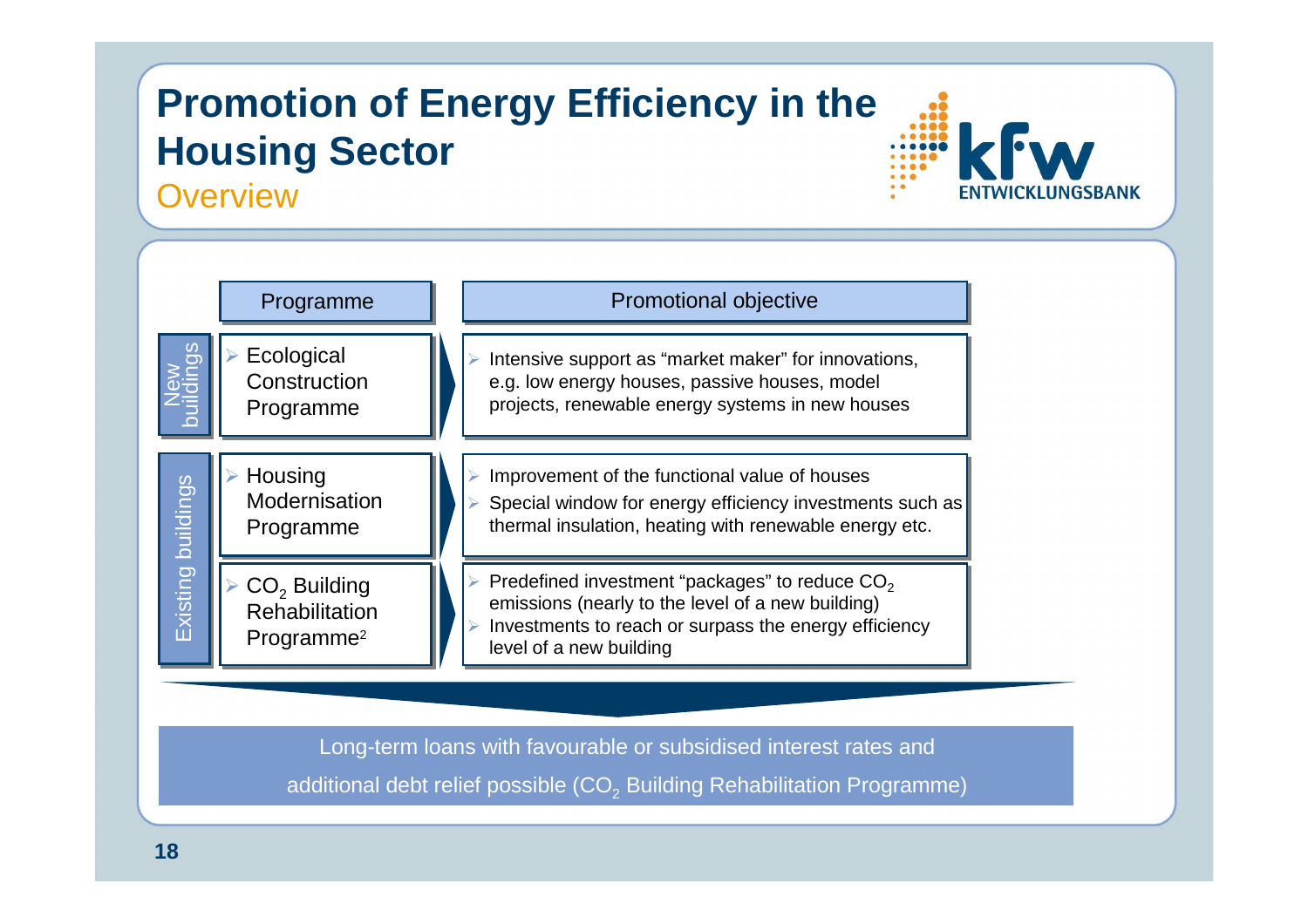# Promotion of Energy Efficiency in the Housing Sector

## Overview

| | Programme | Promotional objective |
|---|---|---|
| New buildings | Ecological Construction Programme | Intensive support as "market maker" for innovations, e.g. low energy houses, passive houses, model projects, renewable energy systems in new houses |
| Existing buildings | Housing Modernisation Programme | Improvement of the functional value of houses; Special window for energy efficiency investments such as thermal insulation, heating with renewable energy etc. |
| Existing buildings | $CO_2$ Building Rehabilitation Programme[2] | Predefined investment "packages" to reduce $CO_2$ emissions (nearly to the level of a new building); Investments to reach or surpass the energy efficiency level of a new building |

Long-term loans with favourable or subsidised interest rates and additional debt relief possible ($CO_2$ Building Rehabilitation Programme)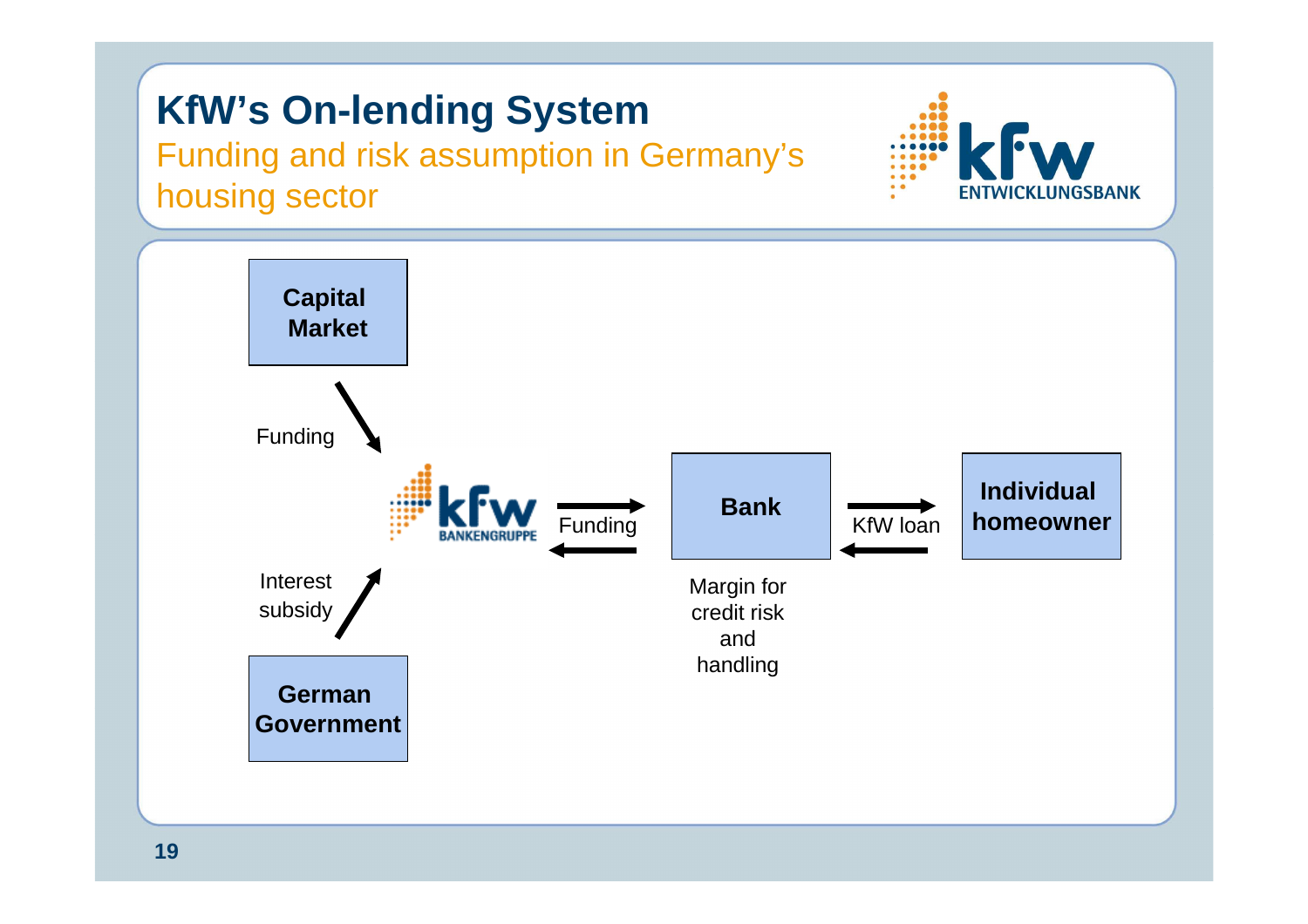# KfW's On-lending System

## Funding and risk assumption in Germany's housing sector

Capital Market

Funding

KfW Bankengruppe

Interest subsidy

German Government

Funding

Bank

Margin for credit risk and handling

KfW loan

Individual homeowner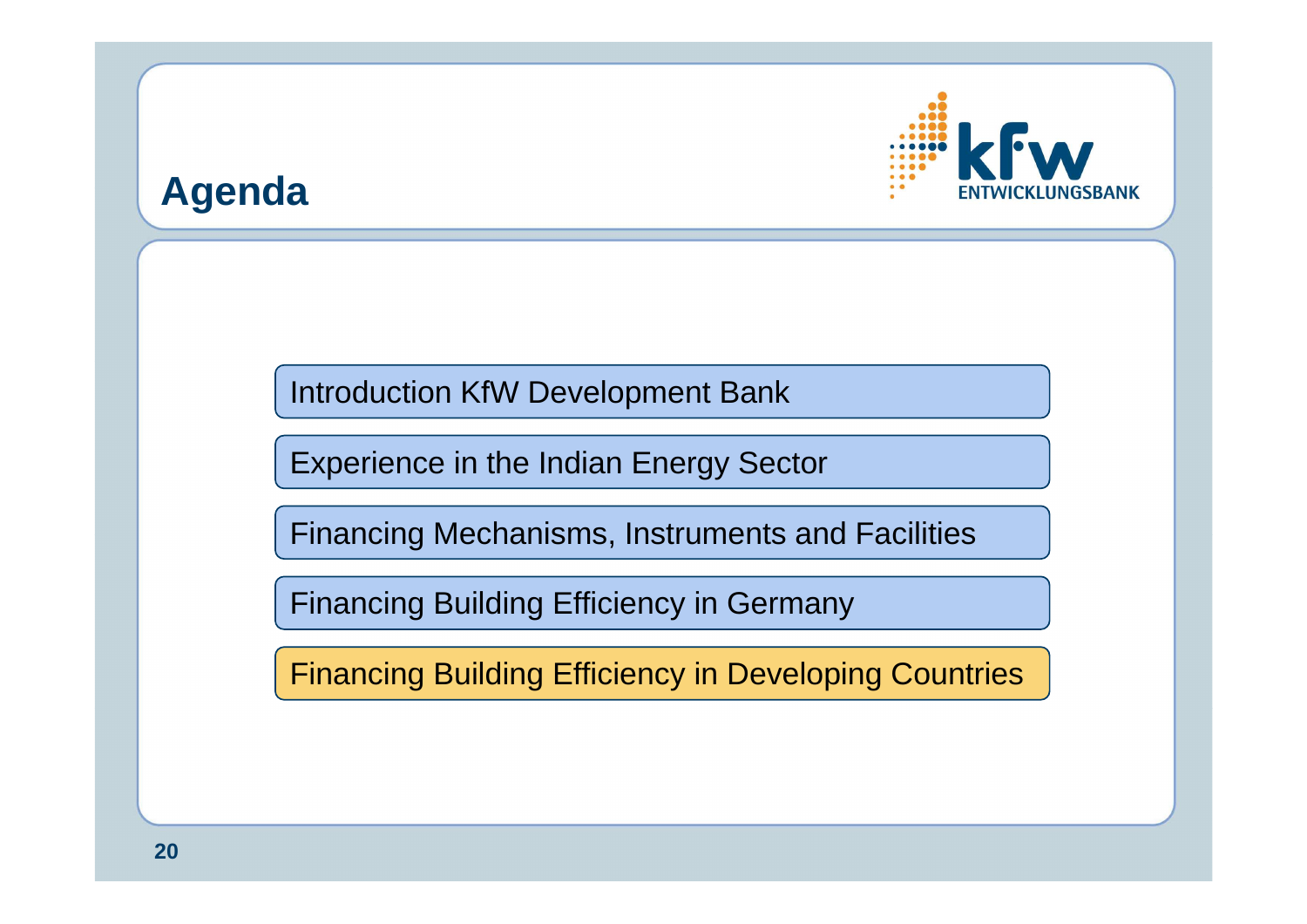# Agenda

- Introduction KfW Development Bank
- Experience in the Indian Energy Sector
- Financing Mechanisms, Instruments and Facilities
- Financing Building Efficiency in Germany
- **Financing Building Efficiency in Developing Countries**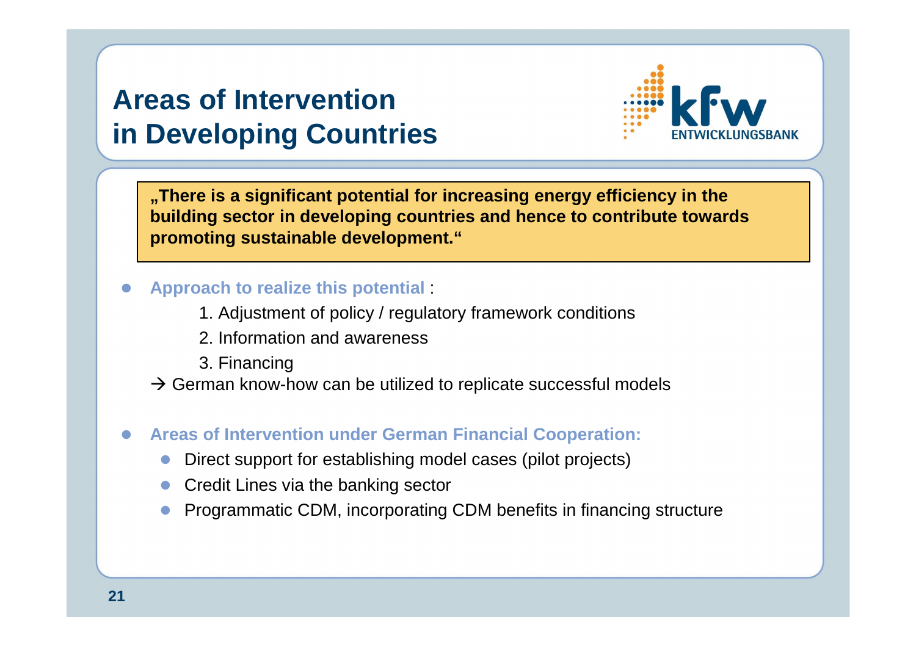# Areas of Intervention in Developing Countries

KfW ENTWICKLUNGSBANK

> **„There is a significant potential for increasing energy efficiency in the building sector in developing countries and hence to contribute towards promoting sustainable development.“**

- **Approach to realize this potential** :
  1. Adjustment of policy / regulatory framework conditions
  2. Information and awareness
  3. Financing

  → German know-how can be utilized to replicate successful models

- **Areas of Intervention under German Financial Cooperation:**
  - Direct support for establishing model cases (pilot projects)
  - Credit Lines via the banking sector
  - Programmatic CDM, incorporating CDM benefits in financing structure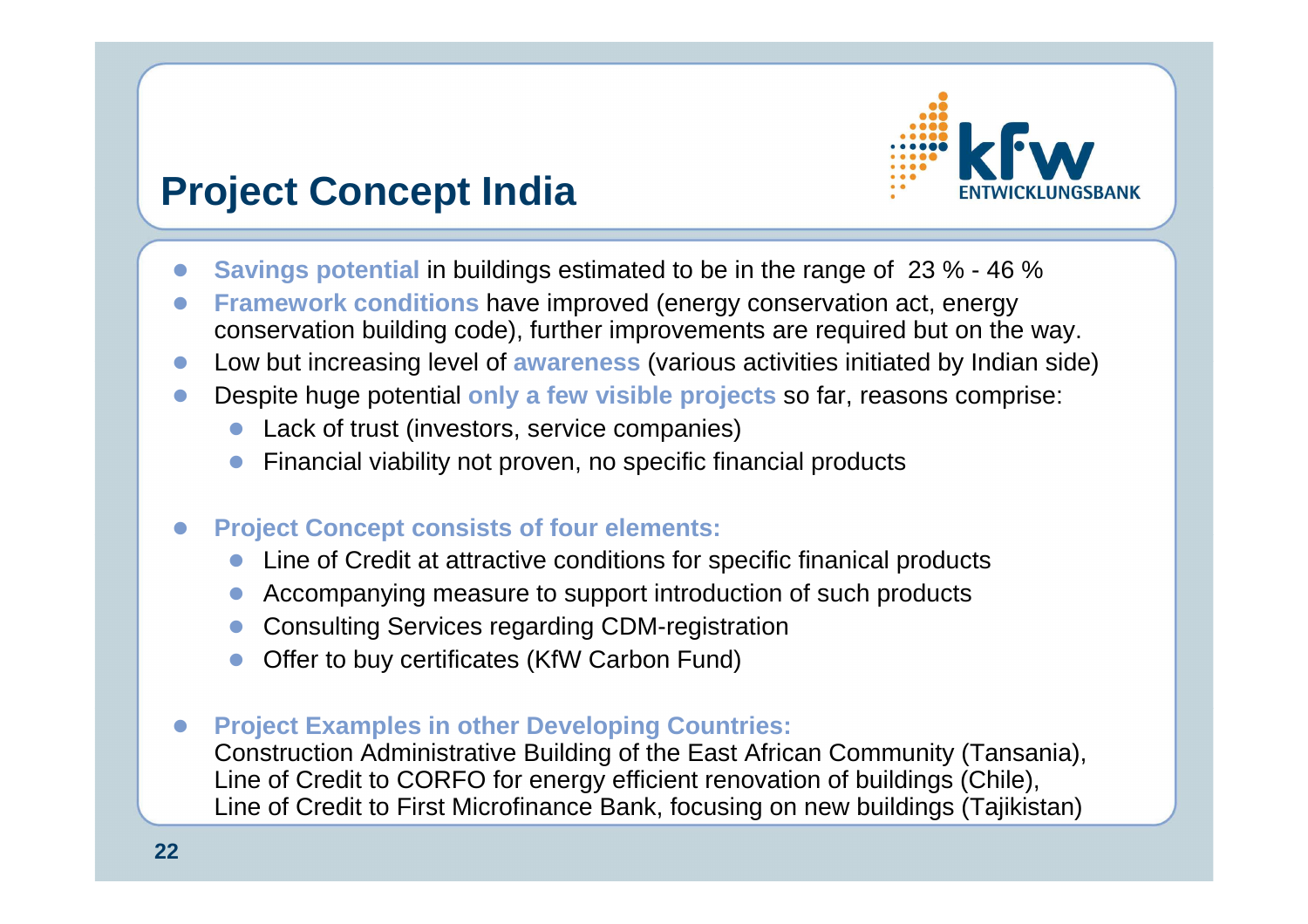# Project Concept India

- **Savings potential** in buildings estimated to be in the range of 23 % - 46 %
- **Framework conditions** have improved (energy conservation act, energy conservation building code), further improvements are required but on the way.
- Low but increasing level of **awareness** (various activities initiated by Indian side)
- Despite huge potential **only a few visible projects** so far, reasons comprise:
  - Lack of trust (investors, service companies)
  - Financial viability not proven, no specific financial products

- **Project Concept consists of four elements:**
  - Line of Credit at attractive conditions for specific finanical products
  - Accompanying measure to support introduction of such products
  - Consulting Services regarding CDM-registration
  - Offer to buy certificates (KfW Carbon Fund)

- **Project Examples in other Developing Countries:**
  Construction Administrative Building of the East African Community (Tansania),
  Line of Credit to CORFO for energy efficient renovation of buildings (Chile),
  Line of Credit to First Microfinance Bank, focusing on new buildings (Tajikistan)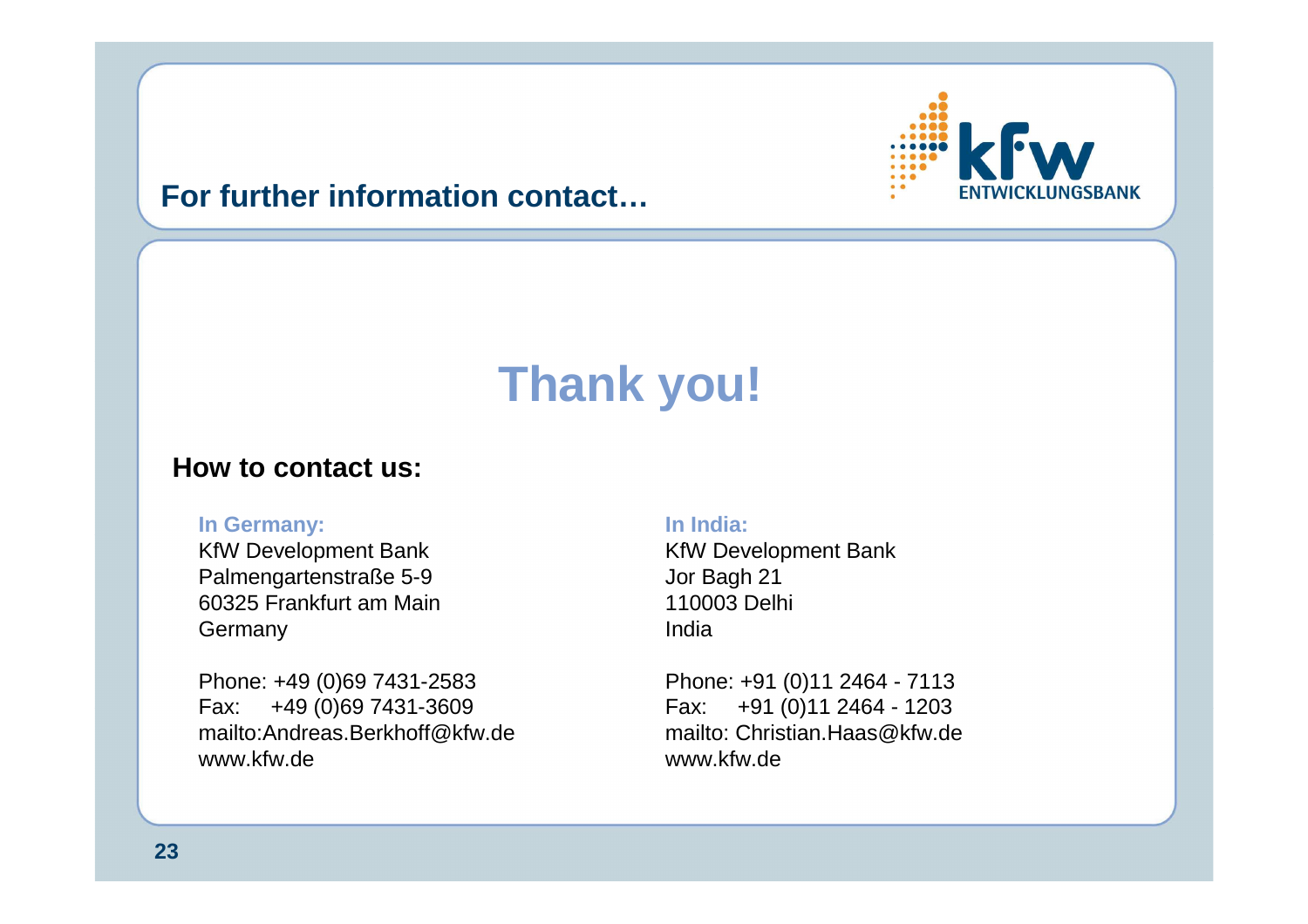## For further information contact…

# Thank you!

**How to contact us:**

**In Germany:**
KfW Development Bank
Palmengartenstraße 5-9
60325 Frankfurt am Main
Germany

Phone: +49 (0)69 7431-2583
Fax: +49 (0)69 7431-3609
mailto:Andreas.Berkhoff@kfw.de
www.kfw.de

**In India:**
KfW Development Bank
Jor Bagh 21
110003 Delhi
India

Phone: +91 (0)11 2464 - 7113
Fax: +91 (0)11 2464 - 1203
mailto: Christian.Haas@kfw.de
www.kfw.de